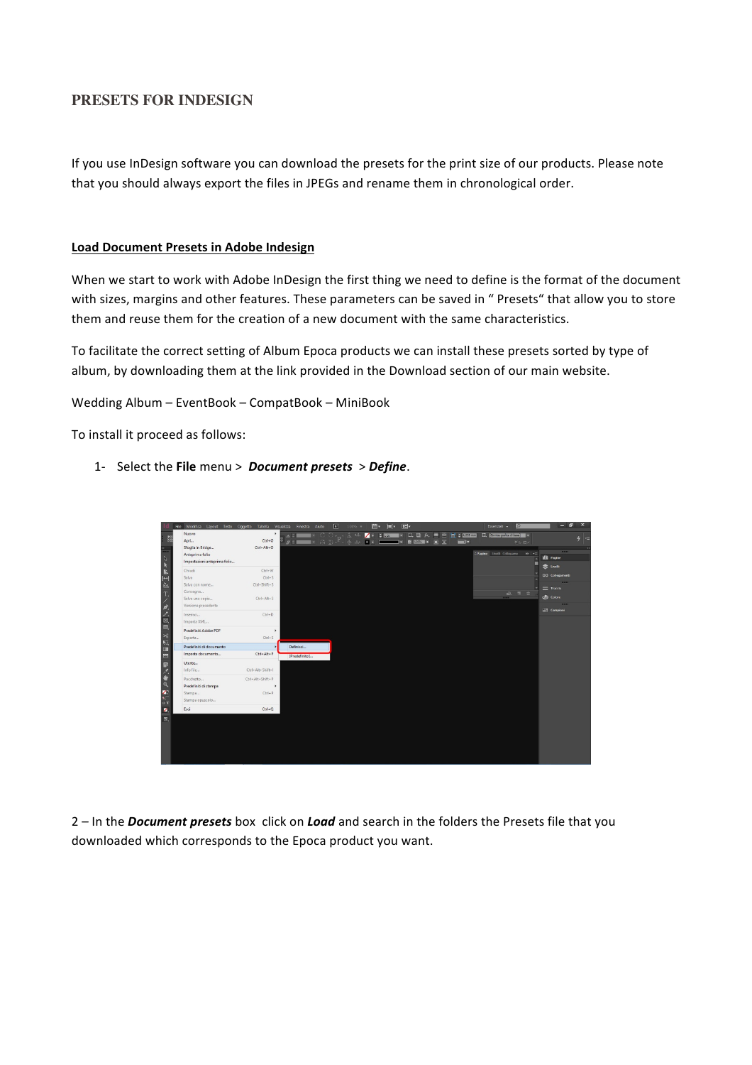# PRESETS FOR INDESIGN

If you use InDesign software you can download the presets for the print size of our products. Please note that you should always export the files in JPEGs and rename them in chronological order.

**Load Document Presets in Adobe Indesign**

When we start to work with Adobe InDesign the first thing we need to define is the format of the document with sizes, margins and other features. These parameters can be saved in " Presets" that allow you to store them and reuse them for the creation of a new document with the same characteristics.

To facilitate the correct setting of Album Epoca products we can install these presets sorted by type of album, by downloading them at the link provided in the Download section of our main website.

Wedding Album – EventBook – CompatBook – MiniBook

To install it proceed as follows:

1- Select the **File** menu > ***Document presets*** > ***Define***.

2 – In the ***Document presets*** box click on ***Load*** and search in the folders the Presets file that you downloaded which corresponds to the Epoca product you want.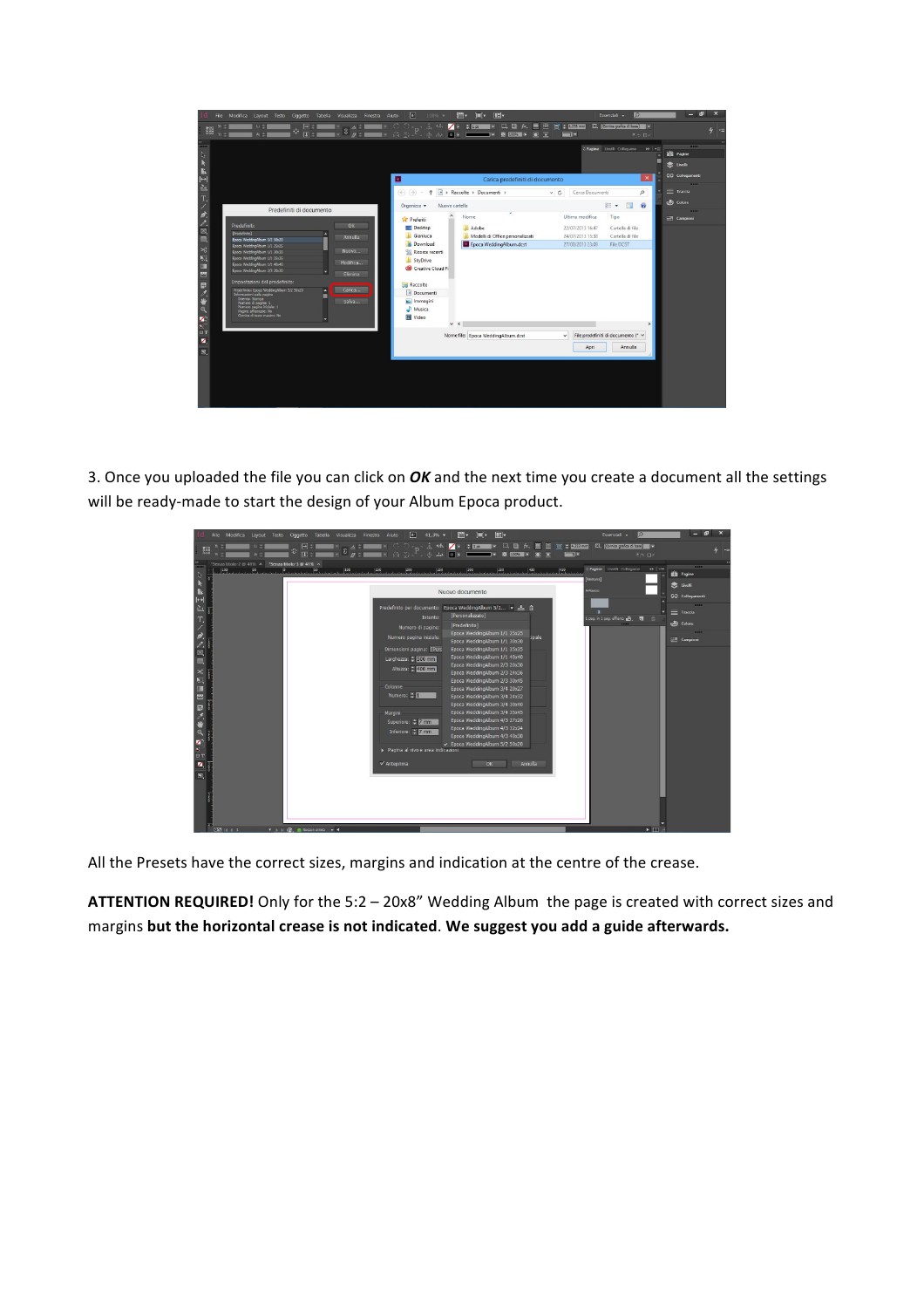3. Once you uploaded the file you can click on ***OK*** and the next time you create a document all the settings will be ready-made to start the design of your Album Epoca product.

All the Presets have the correct sizes, margins and indication at the centre of the crease.

**ATTENTION REQUIRED!** Only for the 5:2 – 20x8" Wedding Album the page is created with correct sizes and margins **but the horizontal crease is not indicated**. **We suggest you add a guide afterwards.**